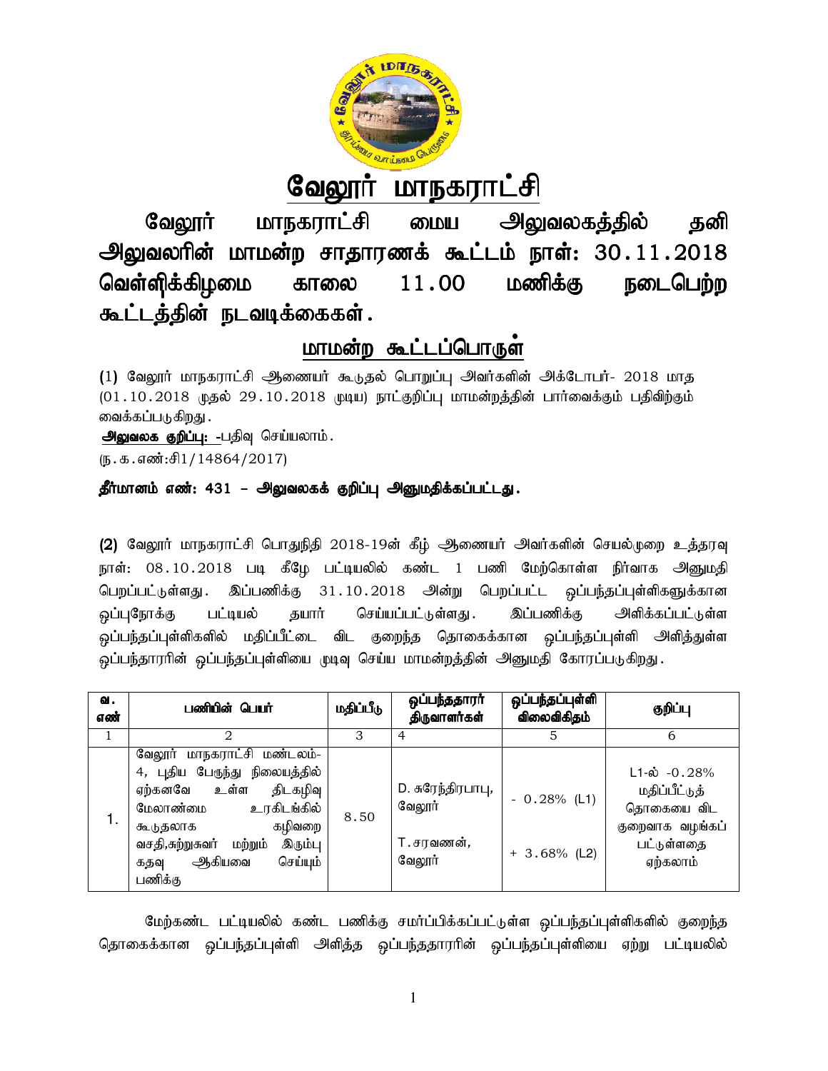# வேலூர் மாநகராட்சி

## வேலூர் மாநகராட்சி மைய அலுவலகத்தில் தனி அலுவலரின் மாமன்ற சாதாரணக் கூட்டம் நாள்: 30.11.2018 வெள்ளிக்கிழமை காலை 11.00 மணிக்கு நடைபெற்ற கூட்டத்தின் நடவடிக்கைகள்.

## மாமன்ற கூட்டப்பொருள்

(1) வேலூர் மாநகராட்சி ஆணையர் கூடுதல் பொறுப்பு அவர்களின் அக்டோபர்- 2018 மாத (01.10.2018 முதல் 29.10.2018 முடிய) நாட்குறிப்பு மாமன்றத்தின் பார்வைக்கும் பதிவிற்கும் வைக்கப்படுகிறது.

**அலுவலக குறிப்பு: -**பதிவு செய்யலாம்.

(ந.க.எண்:சி1/14864/2017)

**தீர்மானம் எண்: 431 – அலுவலகக் குறிப்பு அனுமதிக்கப்பட்டது.**

(2) வேலூர் மாநகராட்சி பொதுநிதி 2018-19ன் கீழ் ஆணையர் அவர்களின் செயல்முறை உத்தரவு நாள்: 08.10.2018 படி கீழே பட்டியலில் கண்ட 1 பணி மேற்கொள்ள நிர்வாக அனுமதி பெறப்பட்டுள்ளது. இப்பணிக்கு 31.10.2018 அன்று பெறப்பட்ட ஒப்பந்தப்புள்ளிகளுக்கான ஒப்புநோக்கு பட்டியல் தயார் செய்யப்பட்டுள்ளது. இப்பணிக்கு அளிக்கப்பட்டுள்ள ஒப்பந்தப்புள்ளிகளில் மதிப்பீட்டை விட குறைந்த தொகைக்கான ஒப்பந்தப்புள்ளி அளித்துள்ள ஒப்பந்தாரரின் ஒப்பந்தப்புள்ளியை முடிவு செய்ய மாமன்றத்தின் அனுமதி கோரப்படுகிறது.

| வ. எண் | பணியின் பெயர் | மதிப்பீடு | ஒப்பந்ததாரர் திருவாளர்கள் | ஒப்பந்தப்புள்ளி விலைவிகிதம் | குறிப்பு |
|---|---|---|---|---|---|
| 1 | 2 | 3 | 4 | 5 | 6 |
| 1. | வேலூர் மாநகராட்சி மண்டலம்-4, புதிய பேருந்து நிலையத்தில் ஏற்கனவே உள்ள திடகழிவு மேலாண்மை உரகிடங்கில் கூடுதலாக கழிவறை வசதி,சுற்றுசுவர் மற்றும் இரும்பு கதவு ஆகியவை செய்யும் பணிக்கு | 8.50 | D. சுரேந்திரபாபு, வேலூர்<br><br>T.சரவணன், வேலூர் | - 0.28% (L1)<br><br>+ 3.68% (L2) | L1-ல் -0.28% மதிப்பீட்டுத் தொகையை விட குறைவாக வழங்கப் பட்டுள்ளதை ஏற்கலாம் |

மேற்கண்ட பட்டியலில் கண்ட பணிக்கு சமர்ப்பிக்கப்பட்டுள்ள ஒப்பந்தப்புள்ளிகளில் குறைந்த தொகைக்கான ஒப்பந்தப்புள்ளி அளித்த ஒப்பந்ததாரரின் ஒப்பந்தப்புள்ளியை ஏற்று பட்டியலில்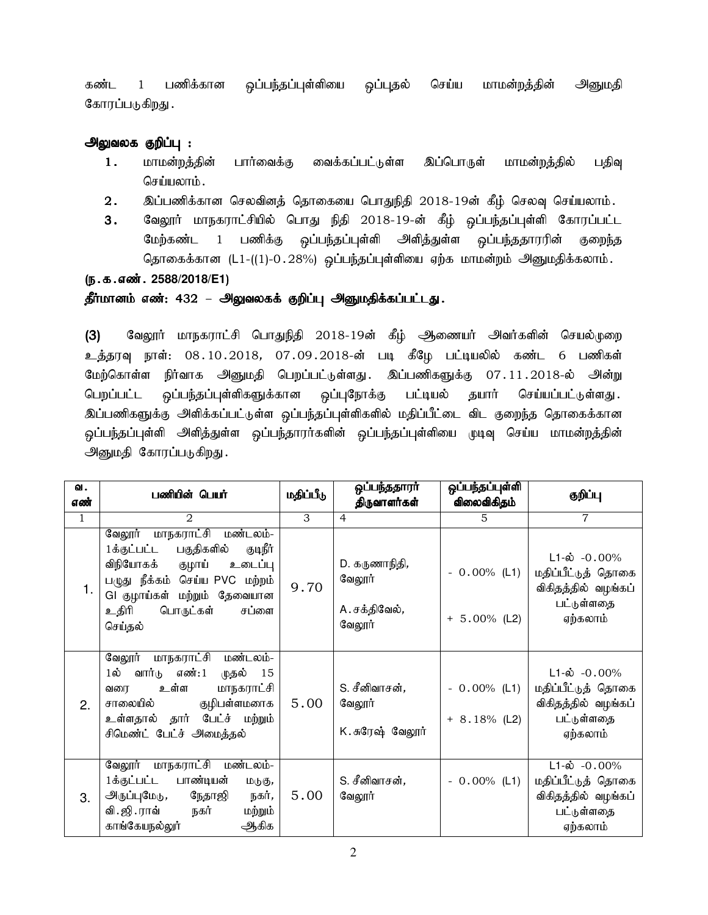கண்ட 1 பணிக்கான ஒப்பந்தப்புள்ளியை ஒப்புதல் செய்ய மாமன்றத்தின் அனுமதி கோரப்படுகிறது.

**அலுவலக குறிப்பு :**

1. மாமன்றத்தின் பார்வைக்கு வைக்கப்பட்டுள்ள இப்பொருள் மாமன்றத்தில் பதிவு செய்யலாம்.
2. இப்பணிக்கான செலவினத் தொகையை பொதுநிதி 2018-19ன் கீழ் செலவு செய்யலாம்.
3. வேலூர் மாநகராட்சியில் பொது நிதி 2018-19-ன் கீழ் ஒப்பந்தப்புள்ளி கோரப்பட்ட மேற்கண்ட 1 பணிக்கு ஒப்பந்தப்புள்ளி அளித்துள்ள ஒப்பந்ததாரரின் குறைந்த தொகைக்கான (L1-((1)-0.28%) ஒப்பந்தப்புள்ளியை ஏற்க மாமன்றம் அனுமதிக்கலாம்.

**(ந.க.எண். 2588/2018/E1)**

**தீர்மானம் எண்: 432 – அலுவலகக் குறிப்பு அனுமதிக்கப்பட்டது.**

**(3)** வேலூர் மாநகராட்சி பொதுநிதி 2018-19ன் கீழ் ஆணையர் அவர்களின் செயல்முறை உத்தரவு நாள்: 08.10.2018, 07.09.2018-ன் படி கீழே பட்டியலில் கண்ட 6 பணிகள் மேற்கொள்ள நிர்வாக அனுமதி பெறப்பட்டுள்ளது. இப்பணிகளுக்கு 07.11.2018-ல் அன்று பெறப்பட்ட ஒப்பந்தப்புள்ளிகளுக்கான ஒப்புநோக்கு பட்டியல் தயார் செய்யப்பட்டுள்ளது. இப்பணிகளுக்கு அளிக்கப்பட்டுள்ள ஒப்பந்தப்புள்ளிகளில் மதிப்பீட்டை விட குறைந்த தொகைக்கான ஒப்பந்தப்புள்ளி அளித்துள்ள ஒப்பந்தாரர்களின் ஒப்பந்தப்புள்ளியை முடிவு செய்ய மாமன்றத்தின் அனுமதி கோரப்படுகிறது.

| வ. எண் | பணியின் பெயர் | மதிப்பீடு | ஒப்பந்ததாரர் திருவாளர்கள் | ஒப்பந்தப்புள்ளி விலைவிகிதம் | குறிப்பு |
|---|---|---|---|---|---|
| 1 | 2 | 3 | 4 | 5 | 7 |
| 1. | வேலூர் மாநகராட்சி மண்டலம்-1க்குட்பட்ட பகுதிகளில் குடிநீர் விநியோகக் குழாய் உடைப்பு பழுது நீக்கம் செய்ய PVC மற்றும் GI குழாய்கள் மற்றும் தேவையான உதிரி பொருட்கள் சப்ளை செய்தல் | 9.70 | D. கருணாநிதி, வேலூர்<br>A.சக்திவேல், வேலூர் | - 0.00% (L1)<br>+ 5.00% (L2) | L1-ல் -0.00% மதிப்பீட்டுத் தொகை விகிதத்தில் வழங்கப் பட்டுள்ளதை ஏற்கலாம் |
| 2. | வேலூர் மாநகராட்சி மண்டலம்-1ல் வார்டு எண்:1 முதல் 15 வரை உள்ள மாநகராட்சி சாலையில் குழிபள்ளமாக உள்ளதால் தார் பேட்ச் மற்றும் சிமெண்ட் பேட்ச் அமைத்தல் | 5.00 | S. சீனிவாசன், வேலூர்<br>K.சுரேஷ் வேலூர் | - 0.00% (L1)<br>+ 8.18% (L2) | L1-ல் -0.00% மதிப்பீட்டுத் தொகை விகிதத்தில் வழங்கப் பட்டுள்ளதை ஏற்கலாம் |
| 3. | வேலூர் மாநகராட்சி மண்டலம்-1க்குட்பட்ட பாண்டியன் மடுகு, அருப்புமேடு, நேதாஜி நகர், வி.ஜி.ராவ் நகர் மற்றும் காங்கேயநல்லூர் ஆகிக | 5.00 | S. சீனிவாசன், வேலூர் | - 0.00% (L1) | L1-ல் -0.00% மதிப்பீட்டுத் தொகை விகிதத்தில் வழங்கப் பட்டுள்ளதை ஏற்கலாம் |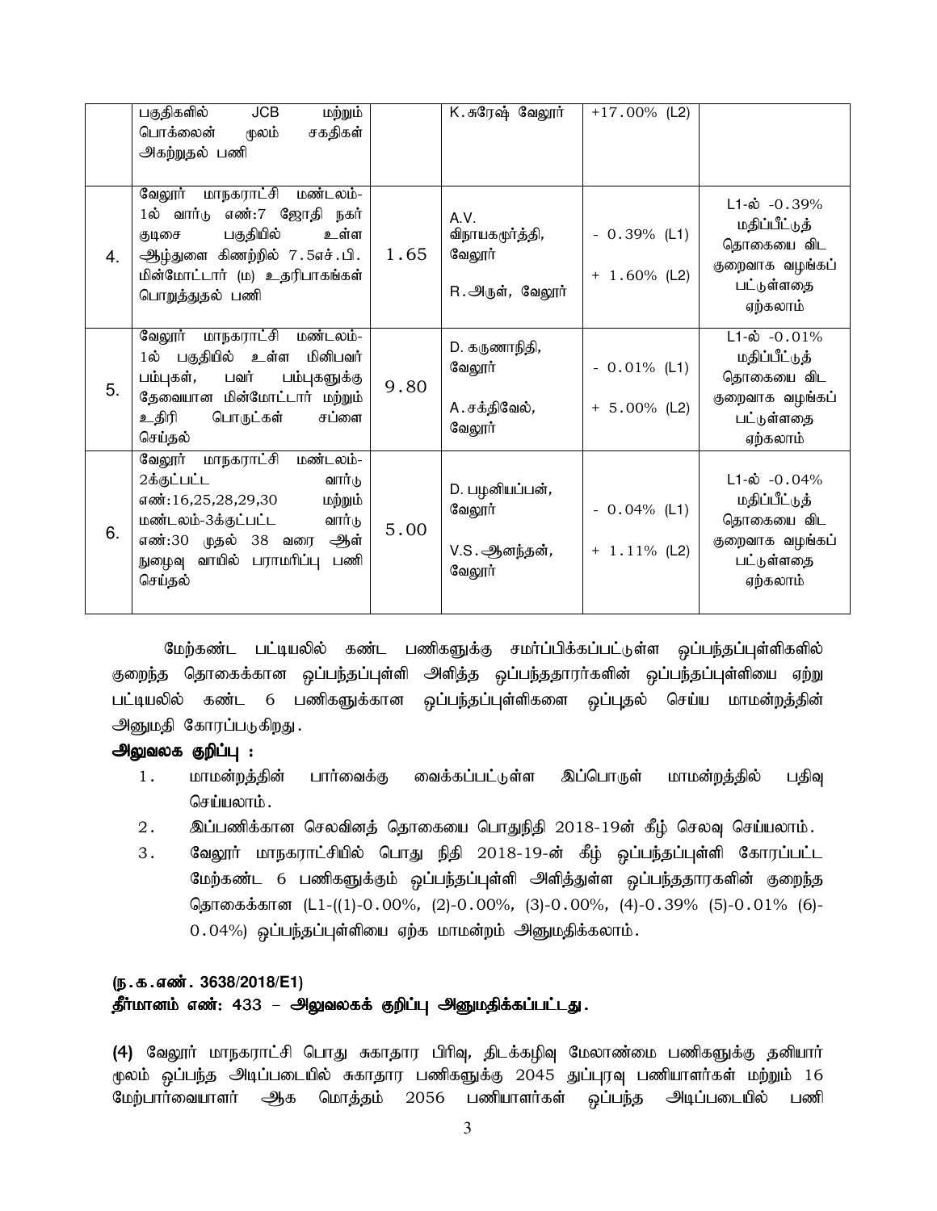|  | பகுதிகளில் JCB மற்றும் பொக்லைன் மூலம் சகதிகள் அகற்றுதல் பணி |  | K.சுரேஷ் வேலூர் | +17.00% (L2) |  |
|---|---|---|---|---|---|
| 4. | வேலூர் மாநகராட்சி மண்டலம்-1ல் வார்டு எண்:7 ஜோதி நகர் குடிசை பகுதியில் உள்ள ஆழ்துளை கிணற்றில் 7.5எச்.பி. மின்மோட்டார் (ம) உதரிபாகங்கள் பொறுத்துதல் பணி | 1.65 | A.V. விநாயகமூர்த்தி, வேலூர்<br><br>R.அருள், வேலூர் | - 0.39% (L1)<br><br>+ 1.60% (L2) | L1-ல் -0.39% மதிப்பீட்டுத் தொகையை விட குறைவாக வழங்கப் பட்டுள்ளதை ஏற்கலாம் |
| 5. | வேலூர் மாநகராட்சி மண்டலம்-1ல் பகுதியில் உள்ள மினிபவர் பம்புகள், பவர் பம்புகளுக்கு தேவையான மின்மோட்டார் மற்றும் உதிரி பொருட்கள் சப்ளை செய்தல் | 9.80 | D. கருணாநிதி, வேலூர்<br><br>A.சக்திவேல், வேலூர் | - 0.01% (L1)<br><br>+ 5.00% (L2) | L1-ல் -0.01% மதிப்பீட்டுத் தொகையை விட குறைவாக வழங்கப் பட்டுள்ளதை ஏற்கலாம் |
| 6. | வேலூர் மாநகராட்சி மண்டலம்-2க்குட்பட்ட வார்டு எண்:16,25,28,29,30 மற்றும் மண்டலம்-3க்குட்பட்ட வார்டு எண்:30 முதல் 38 வரை ஆள் நுழைவு வாயில் பராமரிப்பு பணி செய்தல் | 5.00 | D. பழனியப்பன், வேலூர்<br><br>V.S.ஆனந்தன், வேலூர் | - 0.04% (L1)<br><br>+ 1.11% (L2) | L1-ல் -0.04% மதிப்பீட்டுத் தொகையை விட குறைவாக வழங்கப் பட்டுள்ளதை ஏற்கலாம் |

மேற்கண்ட பட்டியலில் கண்ட பணிகளுக்கு சமர்ப்பிக்கப்பட்டுள்ள ஒப்பந்தப்புள்ளிகளில் குறைந்த தொகைக்கான ஒப்பந்தப்புள்ளி அளித்த ஒப்பந்ததாரர்களின் ஒப்பந்தப்புள்ளியை ஏற்று பட்டியலில் கண்ட 6 பணிகளுக்கான ஒப்பந்தப்புள்ளிகளை ஒப்புதல் செய்ய மாமன்றத்தின் அனுமதி கோரப்படுகிறது.

**அலுவலக குறிப்பு :**

1. மாமன்றத்தின் பார்வைக்கு வைக்கப்பட்டுள்ள இப்பொருள் மாமன்றத்தில் பதிவு செய்யலாம்.
2. இப்பணிக்கான செலவினத் தொகையை பொதுநிதி 2018-19ன் கீழ் செலவு செய்யலாம்.
3. வேலூர் மாநகராட்சியில் பொது நிதி 2018-19-ன் கீழ் ஒப்பந்தப்புள்ளி கோரப்பட்ட மேற்கண்ட 6 பணிகளுக்கும் ஒப்பந்தப்புள்ளி அளித்துள்ள ஒப்பந்ததாரகளின் குறைந்த தொகைக்கான (L1-((1)-0.00%, (2)-0.00%, (3)-0.00%, (4)-0.39% (5)-0.01% (6)-0.04%) ஒப்பந்தப்புள்ளியை ஏற்க மாமன்றம் அனுமதிக்கலாம்.

**(ந.க.எண். 3638/2018/E1)**

**தீர்மானம் எண்: 433 – அலுவலகக் குறிப்பு அனுமதிக்கப்பட்டது.**

**(4)** வேலூர் மாநகராட்சி பொது சுகாதார பிரிவு, திடக்கழிவு மேலாண்மை பணிகளுக்கு தனியார் மூலம் ஒப்பந்த அடிப்படையில் சுகாதார பணிகளுக்கு 2045 துப்புரவு பணியாளர்கள் மற்றும் 16 மேற்பார்வையாளர் ஆக மொத்தம் 2056 பணியாளர்கள் ஒப்பந்த அடிப்படையில் பணி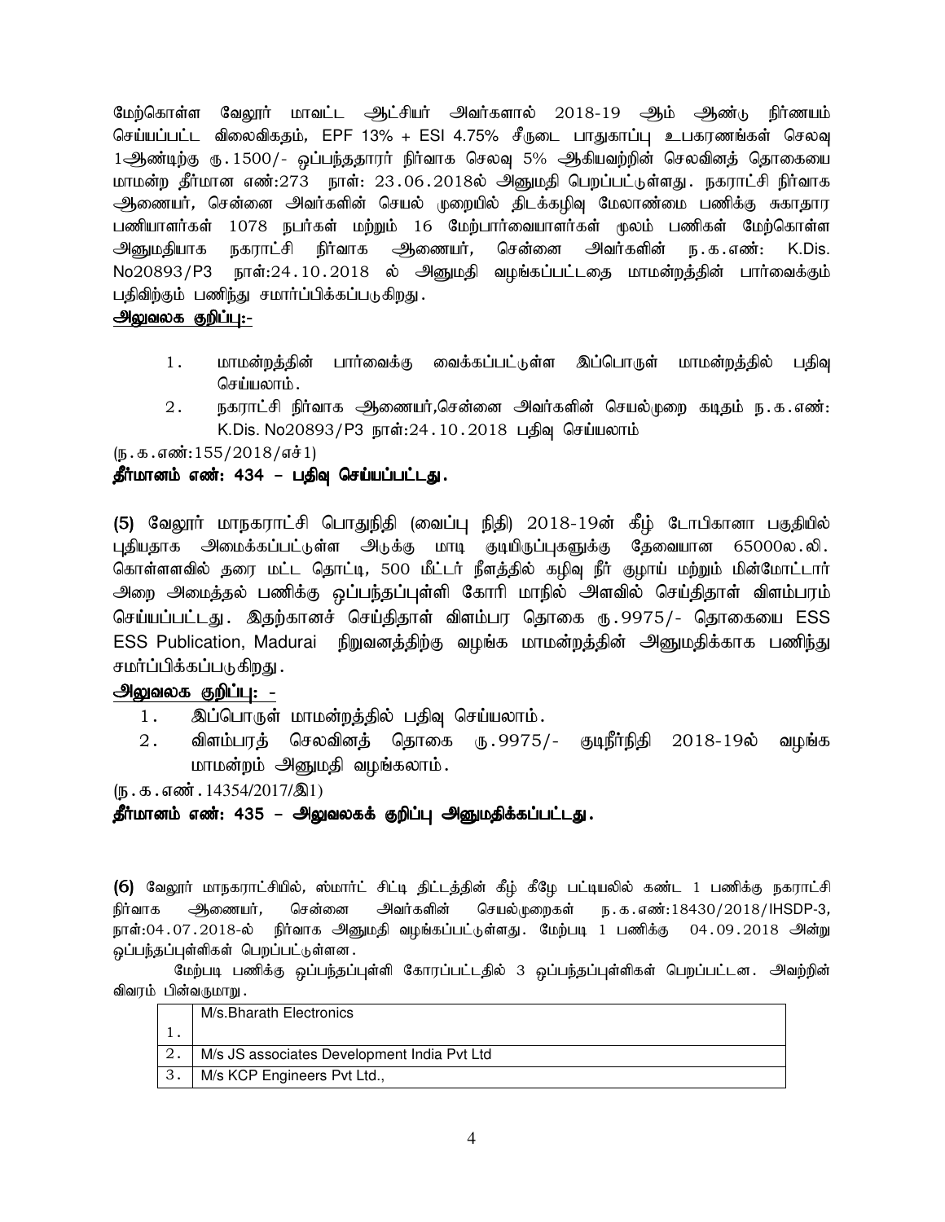மேற்கொள்ள வேலூர் மாவட்ட ஆட்சியர் அவர்களால் 2018-19 ஆம் ஆண்டு நிர்ணயம் செய்யப்பட்ட விலைவிகதம், EPF 13% + ESI 4.75% சீருடை பாதுகாப்பு உபகரணங்கள் செலவு 1ஆண்டிற்கு ரு.1500/- ஒப்பந்ததாரர் நிர்வாக செலவு 5% ஆகியவற்றின் செலவினத் தொகையை மாமன்ற தீர்மான எண்:273 நாள்: 23.06.2018ல் அனுமதி பெறப்பட்டுள்ளது. நகராட்சி நிர்வாக ஆணையர், சென்னை அவர்களின் செயல் முறையில் திடக்கழிவு மேலாண்மை பணிக்கு சுகாதார பணியாளர்கள் 1078 நபர்கள் மற்றும் 16 மேற்பார்வையாளர்கள் மூலம் பணிகள் மேற்கொள்ள அனுமதியாக நகராட்சி நிர்வாக ஆணையர், சென்னை அவர்களின் ந.க.எண்: K.Dis. No20893/P3 நாள்:24.10.2018 ல் அனுமதி வழங்கப்பட்டதை மாமன்றத்தின் பார்வைக்கும் பதிவிற்கும் பணிந்து சமார்ப்பிக்கப்படுகிறது.

**<u>அலுவலக குறிப்பு:-</u>**

1. மாமன்றத்தின் பார்வைக்கு வைக்கப்பட்டுள்ள இப்பொருள் மாமன்றத்தில் பதிவு செய்யலாம்.
2. நகராட்சி நிர்வாக ஆணையர்,சென்னை அவர்களின் செயல்முறை கடிதம் ந.க.எண்: K.Dis. No20893/P3 நாள்:24.10.2018 பதிவு செய்யலாம்

(ந.க.எண்:155/2018/எச்1)

**தீர்மானம் எண்: 434 – பதிவு செய்யப்பட்டது.**

**(5)** வேலூர் மாநகராட்சி பொதுநிதி (வைப்பு நிதி) 2018-19ன் கீழ் டோபிகானா பகுதியில் புதியதாக அமைக்கப்பட்டுள்ள அடுக்கு மாடி குடியிருப்புகளுக்கு தேவையான 65000ல.லி. கொள்ளளவில் தரை மட்ட தொட்டி, 500 மீட்டர் நீளத்தில் கழிவு நீர் குழாய் மற்றும் மின்மோட்டார் அறை அமைத்தல் பணிக்கு ஒப்பந்தப்புள்ளி கோரி மாநில் அளவில் செய்திதாள் விளம்பரம் செய்யப்பட்டது. இதற்கானச் செய்திதாள் விளம்பர தொகை ரு.9975/- தொகையை ESS ESS Publication, Madurai நிறுவனத்திற்கு வழங்க மாமன்றத்தின் அனுமதிக்காக பணிந்து சமர்ப்பிக்கப்படுகிறது.

**<u>அலுவலக குறிப்பு: -</u>**

1. இப்பொருள் மாமன்றத்தில் பதிவு செய்யலாம்.
2. விளம்பரத் செலவினத் தொகை ரு.9975/- குடிநீர்நிதி 2018-19ல் வழங்க மாமன்றம் அனுமதி வழங்கலாம்.

(ந.க.எண்.14354/2017/இ1)

**தீர்மானம் எண்: 435 – அலுவலகக் குறிப்பு அனுமதிக்கப்பட்டது.**

**(6)** வேலூர் மாநகராட்சியில், ஸ்மார்ட் சிட்டி திட்டத்தின் கீழ் கீழே பட்டியலில் கண்ட 1 பணிக்கு நகராட்சி நிர்வாக ஆணையர், சென்னை அவர்களின் செயல்முறைகள் ந.க.எண்:18430/2018/IHSDP-3, நாள்:04.07.2018-ல் நிர்வாக அனுமதி வழங்கப்பட்டுள்ளது. மேற்படி 1 பணிக்கு 04.09.2018 அன்று ஒப்பந்தப்புள்ளிகள் பெறப்பட்டுள்ளன.

மேற்படி பணிக்கு ஒப்பந்தப்புள்ளி கோரப்பட்டதில் 3 ஒப்பந்தப்புள்ளிகள் பெறப்பட்டன. அவற்றின் விவரம் பின்வருமாறு.

| | |
|---|---|
| 1. | M/s.Bharath Electronics |
| 2. | M/s JS associates Development India Pvt Ltd |
| 3. | M/s KCP Engineers Pvt Ltd., |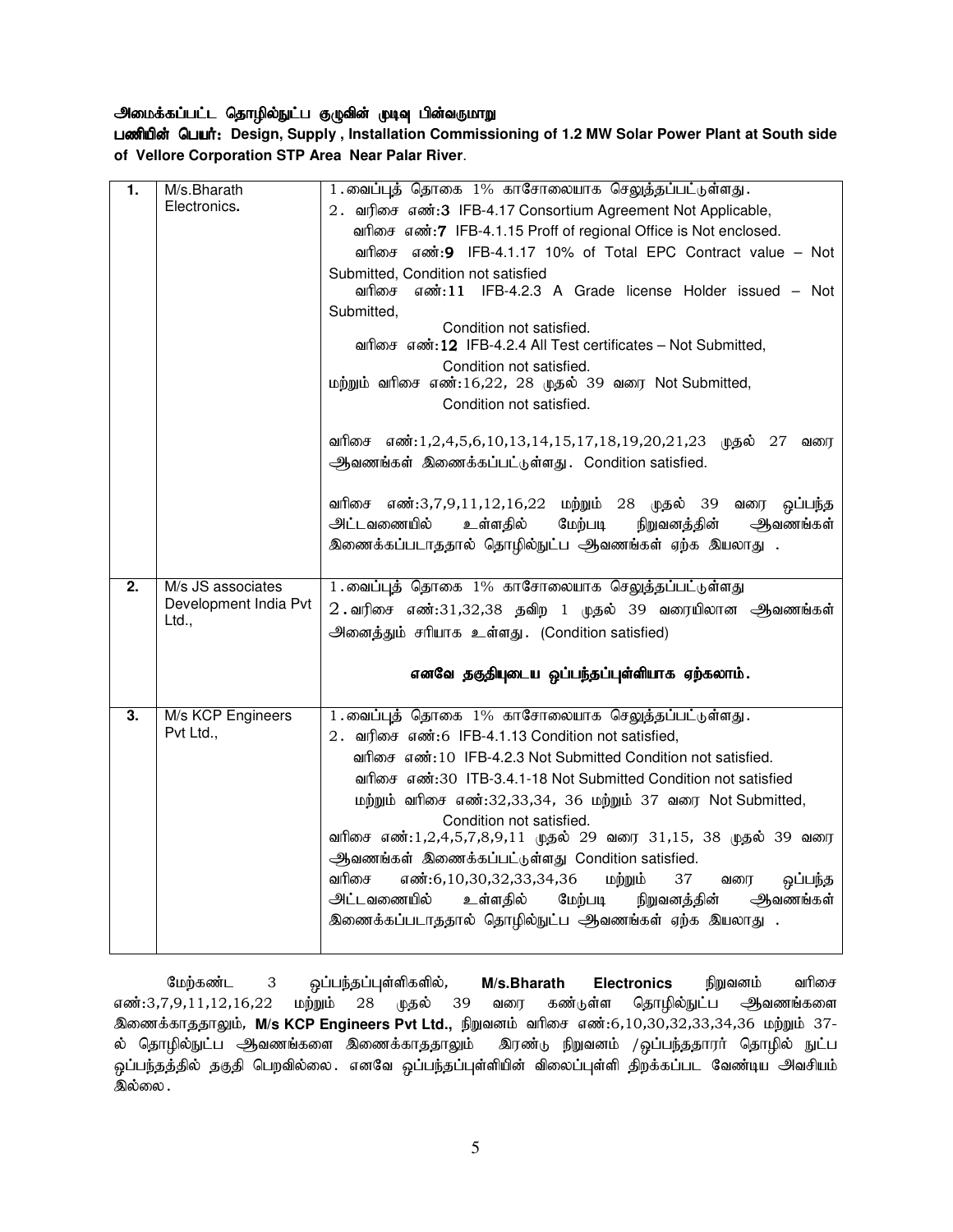**அமைக்கப்பட்ட தொழில்நுட்ப குழுவின் முடிவு பின்வருமாறு**

**பணியின் பெயர்: Design, Supply , Installation Commissioning of 1.2 MW Solar Power Plant at South side of Vellore Corporation STP Area Near Palar River**.

| | | |
|---|---|---|
| **1.** | M/s.Bharath Electronics**.** | 1.வைப்புத் தொகை 1% காசோலையாக செலுத்தப்பட்டுள்ளது.<br>2. வரிசை எண்:**3** IFB-4.17 Consortium Agreement Not Applicable,<br>வரிசை எண்:**7** IFB-4.1.15 Proff of regional Office is Not enclosed.<br>வரிசை எண்:**9** IFB-4.1.17 10% of Total EPC Contract value – Not Submitted, Condition not satisfied<br>வரிசை எண்:**11** IFB-4.2.3 A Grade license Holder issued – Not Submitted, Condition not satisfied.<br>வரிசை எண்:**12** IFB-4.2.4 All Test certificates – Not Submitted, Condition not satisfied.<br>மற்றும் வரிசை எண்:16,22, 28 முதல் 39 வரை Not Submitted, Condition not satisfied.<br><br>வரிசை எண்:1,2,4,5,6,10,13,14,15,17,18,19,20,21,23 முதல் 27 வரை ஆவணங்கள் இணைக்கப்பட்டுள்ளது. Condition satisfied.<br><br>வரிசை எண்:3,7,9,11,12,16,22 மற்றும் 28 முதல் 39 வரை ஒப்பந்த அட்டவணையில் உள்ளதில் மேற்படி நிறுவனத்தின் ஆவணங்கள் இணைக்கப்படாததால் தொழில்நுட்ப ஆவணங்கள் ஏற்க இயலாது . |
| **2.** | M/s JS associates Development India Pvt Ltd., | 1.வைப்புத் தொகை 1% காசோலையாக செலுத்தப்பட்டுள்ளது<br>2.வரிசை எண்:31,32,38 தவிற 1 முதல் 39 வரையிலான ஆவணங்கள் அனைத்தும் சரியாக உள்ளது. (Condition satisfied)<br><br>**எனவே தகுதியுடைய ஒப்பந்தப்புள்ளியாக ஏற்கலாம்.** |
| **3.** | M/s KCP Engineers Pvt Ltd., | 1.வைப்புத் தொகை 1% காசோலையாக செலுத்தப்பட்டுள்ளது.<br>2. வரிசை எண்:6 IFB-4.1.13 Condition not satisfied,<br>வரிசை எண்:10 IFB-4.2.3 Not Submitted Condition not satisfied.<br>வரிசை எண்:30 ITB-3.4.1-18 Not Submitted Condition not satisfied<br>மற்றும் வரிசை எண்:32,33,34, 36 மற்றும் 37 வரை Not Submitted, Condition not satisfied.<br>வரிசை எண்:1,2,4,5,7,8,9,11 முதல் 29 வரை 31,15, 38 முதல் 39 வரை ஆவணங்கள் இணைக்கப்பட்டுள்ளது Condition satisfied.<br>வரிசை எண்:6,10,30,32,33,34,36 மற்றும் 37 வரை ஒப்பந்த அட்டவணையில் உள்ளதில் மேற்படி நிறுவனத்தின் ஆவணங்கள் இணைக்கப்படாததால் தொழில்நுட்ப ஆவணங்கள் ஏற்க இயலாது . |

மேற்கண்ட 3 ஒப்பந்தப்புள்ளிகளில், **M/s.Bharath Electronics** நிறுவனம் வரிசை எண்:3,7,9,11,12,16,22 மற்றும் 28 முதல் 39 வரை கண்டுள்ள தொழில்நுட்ப ஆவணங்களை இணைக்காததாலும், **M/s KCP Engineers Pvt Ltd.,** நிறுவனம் வரிசை எண்:6,10,30,32,33,34,36 மற்றும் 37-ல் தொழில்நுட்ப ஆவணங்களை இணைக்காததாலும் இரண்டு நிறுவனம் /ஒப்பந்ததாரர் தொழில் நுட்ப ஒப்பந்தத்தில் தகுதி பெறவில்லை. எனவே ஒப்பந்தப்புள்ளியின் விலைப்புள்ளி திறக்கப்பட வேண்டிய அவசியம் இல்லை.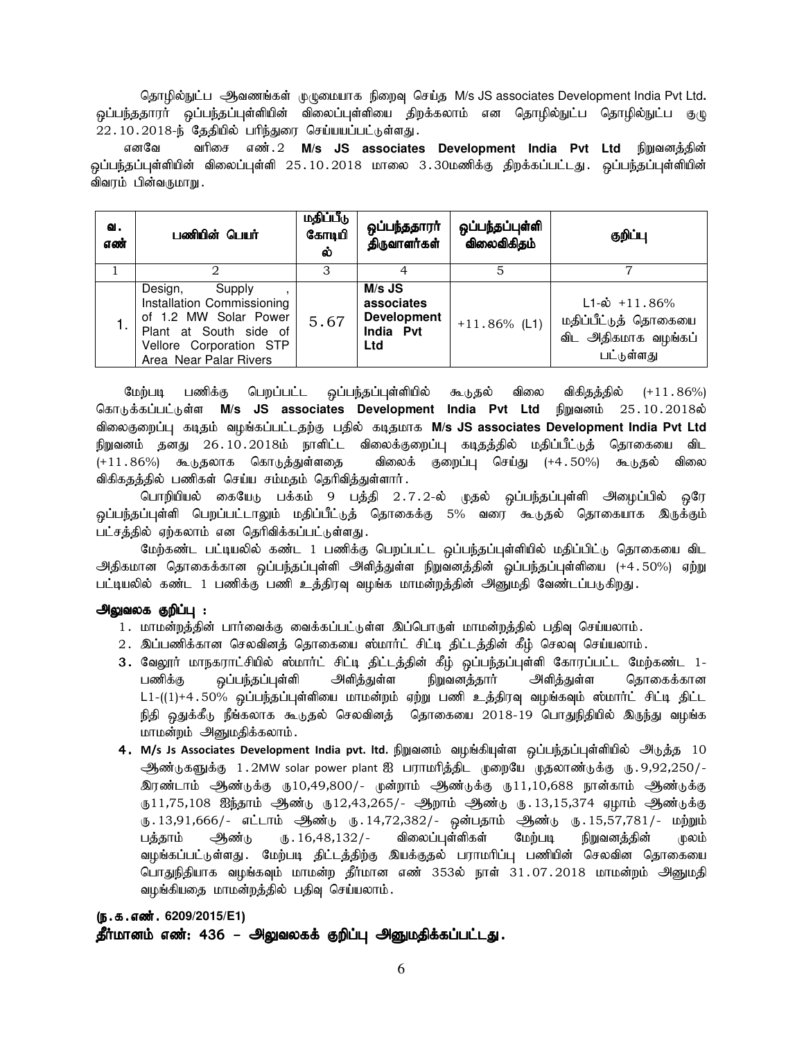தொழில்நுட்ப ஆவணங்கள் முழுமையாக நிறைவு செய்த M/s JS associates Development India Pvt Ltd. ஒப்பந்ததாரர் ஒப்பந்தப்புள்ளியின் விலைப்புள்ளியை திறக்கலாம் என தொழில்நுட்ப தொழில்நுட்ப குழு 22.10.2018-ந் தேதியில் பரிந்துரை செய்யபப்பட்டுள்ளது.

எனவே வரிசை எண்.2 **M/s JS associates Development India Pvt Ltd** நிறுவனத்தின் ஒப்பந்தப்புள்ளியின் விலைப்புள்ளி 25.10.2018 மாலை 3.30மணிக்கு திறக்கப்பட்டது. ஒப்பந்தப்புள்ளியின் விவரம் பின்வருமாறு.

| வ. எண் | பணியின் பெயர் | மதிப்பீடு கோடியில் | ஒப்பந்ததாரர் திருவாளர்கள் | ஒப்பந்தப்புள்ளி விலைவிகிதம் | குறிப்பு |
|---|---|---|---|---|---|
| 1 | 2 | 3 | 4 | 5 | 7 |
| 1. | Design, Supply , Installation Commissioning of 1.2 MW Solar Power Plant at South side of Vellore Corporation STP Area Near Palar Rivers | 5.67 | **M/s JS associates Development India Pvt Ltd** | +11.86% (L1) | L1-ல் +11.86% மதிப்பீட்டுத் தொகையை விட அதிகமாக வழங்கப் பட்டுள்ளது |

மேற்படி பணிக்கு பெறப்பட்ட ஒப்பந்தப்புள்ளியில் கூடுதல் விலை விகிதத்தில் (+11.86%) கொடுக்கப்பட்டுள்ள **M/s JS associates Development India Pvt Ltd** நிறுவனம் 25.10.2018ல் விலைகுறைப்பு கடிதம் வழங்கப்பட்டதற்கு பதில் கடிதமாக **M/s JS associates Development India Pvt Ltd** நிறுவனம் தனது 26.10.2018ம் நாளிட்ட விலைக்குறைப்பு கடிதத்தில் மதிப்பீட்டுத் தொகையை விட (+11.86%) கூடுதலாக கொடுத்துள்ளதை விலைக் குறைப்பு செய்து (+4.50%) கூடுதல் விலை விகிதத்தில் பணிகள் செய்ய சம்மதம் தெரிவித்துள்ளார்.

பொறியியல் கையேடு பக்கம் 9 பத்தி 2.7.2-ல் முதல் ஒப்பந்தப்புள்ளி அழைப்பில் ஒரே ஒப்பந்தப்புள்ளி பெறப்பட்டாலும் மதிப்பீட்டுத் தொகைக்கு 5% வரை கூடுதல் தொகையாக இருக்கும் பட்சத்தில் ஏற்கலாம் என தெரிவிக்கப்பட்டுள்ளது.

மேற்கண்ட பட்டியலில் கண்ட 1 பணிக்கு பெறப்பட்ட ஒப்பந்தப்புள்ளியில் மதிப்பிட்டு தொகையை விட அதிகமான தொகைக்கான ஒப்பந்தப்புள்ளி அளித்துள்ள நிறுவனத்தின் ஒப்பந்தப்புள்ளியை (+4.50%) ஏற்று பட்டியலில் கண்ட 1 பணிக்கு பணி உத்திரவு வழங்க மாமன்றத்தின் அனுமதி வேண்டப்படுகிறது.

**அலுவலக குறிப்பு :**

1. மாமன்றத்தின் பார்வைக்கு வைக்கப்பட்டுள்ள இப்பொருள் மாமன்றத்தில் பதிவு செய்யலாம்.
2. இப்பணிக்கான செலவினத் தொகையை ஸ்மார்ட் சிட்டி திட்டத்தின் கீழ் செலவு செய்யலாம்.
3. வேலூர் மாநகராட்சியில் ஸ்மார்ட் சிட்டி திட்டத்தின் கீழ் ஒப்பந்தப்புள்ளி கோரப்பட்ட மேற்கண்ட 1-பணிக்கு ஒப்பந்தப்புள்ளி அளித்துள்ள நிறுவனத்தார் அளித்துள்ள தொகைக்கான L1-((1)+4.50% ஒப்பந்தப்புள்ளியை மாமன்றம் ஏற்று பணி உத்திரவு வழங்கவும் ஸ்மார்ட் சிட்டி திட்ட நிதி ஒதுக்கீடு நீங்கலாக கூடுதல் செலவினத் தொகையை 2018-19 பொதுநிதியில் இருந்து வழங்க மாமன்றம் அனுமதிக்கலாம்.
4. M/s Js Associates Development India pvt. ltd. நிறுவனம் வழங்கியுள்ள ஒப்பந்தப்புள்ளியில் அடுத்த 10 ஆண்டுகளுக்கு 1.2MW solar power plant ஐ பராமரித்திட முறையே முதலாண்டுக்கு ரு.9,92,250/- இரண்டாம் ஆண்டுக்கு ரு10,49,800/- முன்றாம் ஆண்டுக்கு ரு11,10,688 நான்காம் ஆண்டுக்கு ரு11,75,108 ஐந்தாம் ஆண்டு ரு12,43,265/- ஆறாம் ஆண்டு ரு.13,15,374 ஏழாம் ஆண்டுக்கு ரு.13,91,666/- எட்டாம் ஆண்டு ரு.14,72,382/- ஒன்பதாம் ஆண்டு ரு.15,57,781/- மற்றும் பத்தாம் ஆண்டு ரு.16,48,132/- விலைப்புள்ளிகள் மேற்படி நிறுவனத்தின் மூலம் வழங்கப்பட்டுள்ளது. மேற்படி திட்டத்திற்கு இயக்குதல் பராமரிப்பு பணியின் செலவின தொகையை பொதுநிதியாக வழங்கவும் மாமன்ற தீர்மான எண் 353ல் நாள் 31.07.2018 மாமன்றம் அனுமதி வழங்கியதை மாமன்றத்தில் பதிவு செய்யலாம்.

**(ந.க.எண். 6209/2015/E1)**

**தீர்மானம் எண்: 436 – அலுவலகக் குறிப்பு அனுமதிக்கப்பட்டது.**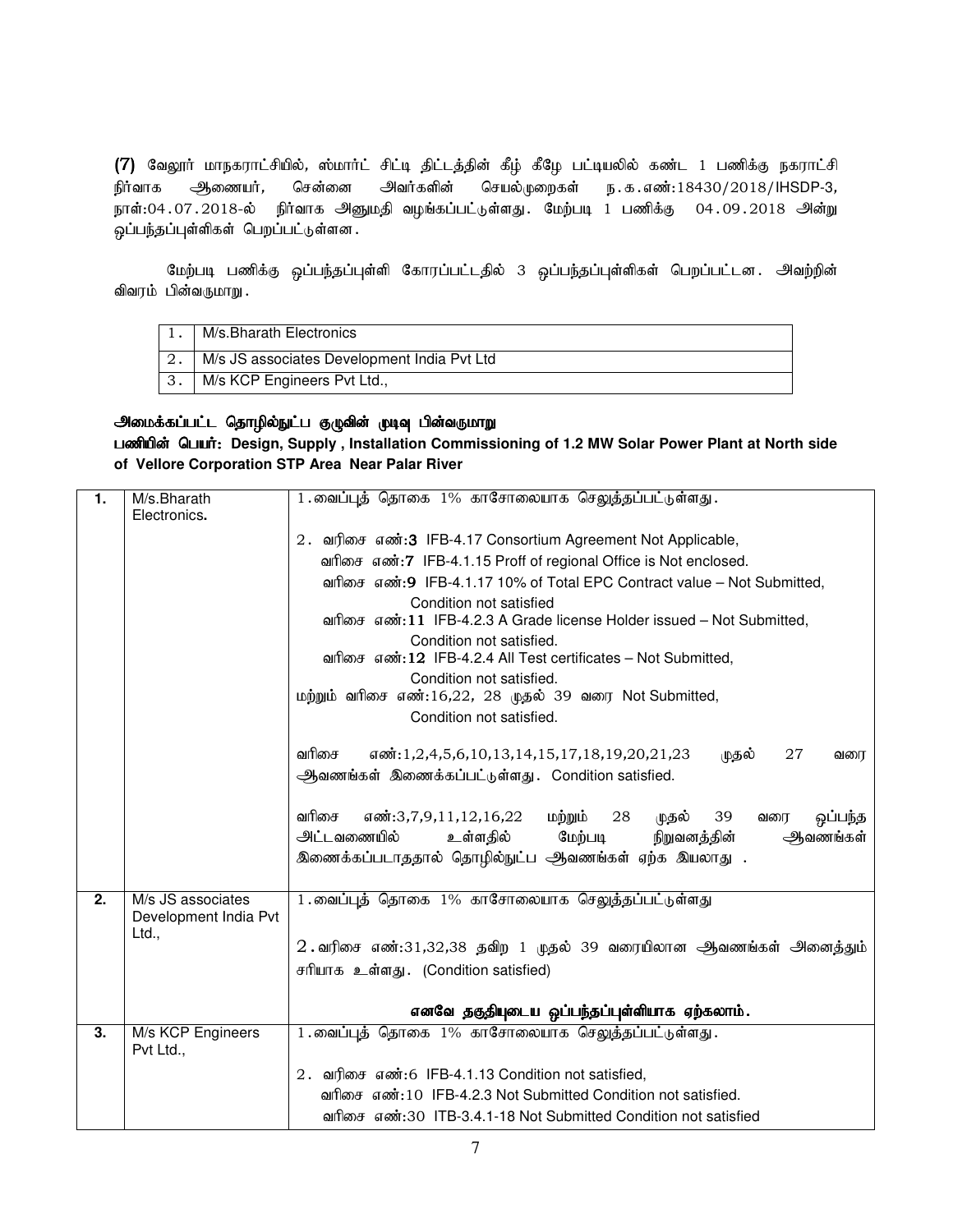**(7)** வேலூர் மாநகராட்சியில், ஸ்மார்ட் சிட்டி திட்டத்தின் கீழ் கீழே பட்டியலில் கண்ட 1 பணிக்கு நகராட்சி நிர்வாக ஆணையர், சென்னை அவர்களின் செயல்முறைகள் ந.க.எண்:18430/2018/IHSDP-3, நாள்:04.07.2018-ல் நிர்வாக அனுமதி வழங்கப்பட்டுள்ளது. மேற்படி 1 பணிக்கு 04.09.2018 அன்று ஒப்பந்தப்புள்ளிகள் பெறப்பட்டுள்ளன.

மேற்படி பணிக்கு ஒப்பந்தப்புள்ளி கோரப்பட்டதில் 3 ஒப்பந்தப்புள்ளிகள் பெறப்பட்டன. அவற்றின் விவரம் பின்வருமாறு.

| | |
|---|---|
| 1. | M/s.Bharath Electronics |
| 2. | M/s JS associates Development India Pvt Ltd |
| 3. | M/s KCP Engineers Pvt Ltd., |

**அமைக்கப்பட்ட தொழில்நுட்ப குழுவின் முடிவு பின்வருமாறு**

**பணியின் பெயர்: Design, Supply , Installation Commissioning of 1.2 MW Solar Power Plant at North side of Vellore Corporation STP Area Near Palar River**

| | | |
|---|---|---|
| **1.** | M/s.Bharath Electronics**.** | 1.வைப்புத் தொகை 1% காசோலையாக செலுத்தப்பட்டுள்ளது.<br><br>2. வரிசை எண்:**3** IFB-4.17 Consortium Agreement Not Applicable,<br>வரிசை எண்:**7** IFB-4.1.15 Proff of regional Office is Not enclosed.<br>வரிசை எண்:**9** IFB-4.1.17 10% of Total EPC Contract value – Not Submitted, Condition not satisfied<br>வரிசை எண்:**11** IFB-4.2.3 A Grade license Holder issued – Not Submitted, Condition not satisfied.<br>வரிசை எண்:**12** IFB-4.2.4 All Test certificates – Not Submitted, Condition not satisfied.<br>மற்றும் வரிசை எண்:16,22, 28 முதல் 39 வரை Not Submitted, Condition not satisfied.<br><br>வரிசை எண்:1,2,4,5,6,10,13,14,15,17,18,19,20,21,23 முதல் 27 வரை ஆவணங்கள் இணைக்கப்பட்டுள்ளது. Condition satisfied.<br><br>வரிசை எண்:3,7,9,11,12,16,22 மற்றும் 28 முதல் 39 வரை ஒப்பந்த அட்டவணையில் உள்ளதில் மேற்படி நிறுவனத்தின் ஆவணங்கள் இணைக்கப்படாததால் தொழில்நுட்ப ஆவணங்கள் ஏற்க இயலாது . |
| **2.** | M/s JS associates Development India Pvt Ltd., | 1.வைப்புத் தொகை 1% காசோலையாக செலுத்தப்பட்டுள்ளது<br><br>2.வரிசை எண்:31,32,38 தவிர 1 முதல் 39 வரையிலான ஆவணங்கள் அனைத்தும் சரியாக உள்ளது. (Condition satisfied)<br><br>**எனவே தகுதியுடைய ஒப்பந்தப்புள்ளியாக ஏற்கலாம்.** |
| **3.** | M/s KCP Engineers Pvt Ltd., | 1.வைப்புத் தொகை 1% காசோலையாக செலுத்தப்பட்டுள்ளது.<br><br>2. வரிசை எண்:6 IFB-4.1.13 Condition not satisfied,<br>வரிசை எண்:10 IFB-4.2.3 Not Submitted Condition not satisfied.<br>வரிசை எண்:30 ITB-3.4.1-18 Not Submitted Condition not satisfied |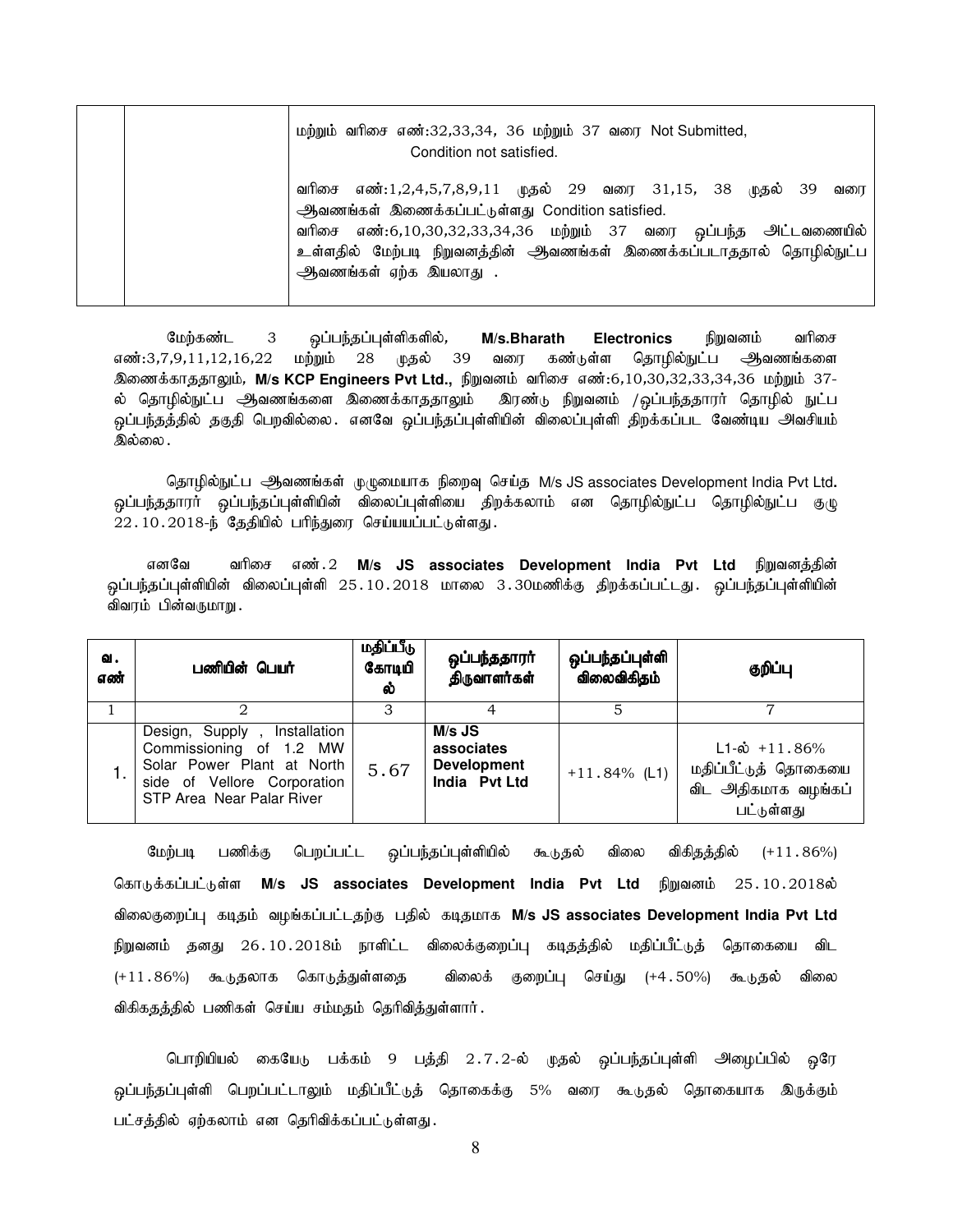| | | மற்றும் வரிசை எண்:32,33,34, 36 மற்றும் 37 வரை Not Submitted, Condition not satisfied.<br><br>வரிசை எண்:1,2,4,5,7,8,9,11 முதல் 29 வரை 31,15, 38 முதல் 39 வரை ஆவணங்கள் இணைக்கப்பட்டுள்ளது Condition satisfied.<br>வரிசை எண்:6,10,30,32,33,34,36 மற்றும் 37 வரை ஒப்பந்த அட்டவணையில் உள்ளதில் மேற்படி நிறுவனத்தின் ஆவணங்கள் இணைக்கப்படாததால் தொழில்நுட்ப ஆவணங்கள் ஏற்க இயலாது . |
|---|---|---|

மேற்கண்ட 3 ஒப்பந்தப்புள்ளிகளில், **M/s.Bharath Electronics** நிறுவனம் வரிசை எண்:3,7,9,11,12,16,22 மற்றும் 28 முதல் 39 வரை கண்டுள்ள தொழில்நுட்ப ஆவணங்களை இணைக்காததாலும், **M/s KCP Engineers Pvt Ltd.,** நிறுவனம் வரிசை எண்:6,10,30,32,33,34,36 மற்றும் 37-ல் தொழில்நுட்ப ஆவணங்களை இணைக்காததாலும் இரண்டு நிறுவனம் /ஒப்பந்ததாரர் தொழில் நுட்ப ஒப்பந்தத்தில் தகுதி பெறவில்லை. எனவே ஒப்பந்தப்புள்ளியின் விலைப்புள்ளி திறக்கப்பட வேண்டிய அவசியம் இல்லை.

தொழில்நுட்ப ஆவணங்கள் முழுமையாக நிறைவு செய்த M/s JS associates Development India Pvt Ltd**.** ஒப்பந்ததாரர் ஒப்பந்தப்புள்ளியின் விலைப்புள்ளியை திறக்கலாம் என தொழில்நுட்ப தொழில்நுட்ப குழு 22.10.2018-ந் தேதியில் பரிந்துரை செய்யபப்பட்டுள்ளது.

எனவே வரிசை எண்.2 **M/s JS associates Development India Pvt Ltd** நிறுவனத்தின் ஒப்பந்தப்புள்ளியின் விலைப்புள்ளி 25.10.2018 மாலை 3.30மணிக்கு திறக்கப்பட்டது. ஒப்பந்தப்புள்ளியின் விவரம் பின்வருமாறு.

| வ. எண் | பணியின் பெயர் | மதிப்பீடு கோடியில் | ஒப்பந்ததாரர் திருவாளர்கள் | ஒப்பந்தப்புள்ளி விலைவிகிதம் | குறிப்பு |
|---|---|---|---|---|---|
| 1 | 2 | 3 | 4 | 5 | 7 |
| 1. | Design, Supply , Installation Commissioning of 1.2 MW Solar Power Plant at North side of Vellore Corporation STP Area Near Palar River | 5.67 | **M/s JS associates Development India Pvt Ltd** | +11.84% (L1) | L1-ல் +11.86% மதிப்பீட்டுத் தொகையை விட அதிகமாக வழங்கப் பட்டுள்ளது |

மேற்படி பணிக்கு பெறப்பட்ட ஒப்பந்தப்புள்ளியில் கூடுதல் விலை விகிதத்தில் (+11.86%) கொடுக்கப்பட்டுள்ள **M/s JS associates Development India Pvt Ltd** நிறுவனம் 25.10.2018ல் விலைகுறைப்பு கடிதம் வழங்கப்பட்டதற்கு பதில் கடிதமாக **M/s JS associates Development India Pvt Ltd** நிறுவனம் தனது 26.10.2018ம் நாளிட்ட விலைக்குறைப்பு கடிதத்தில் மதிப்பீட்டுத் தொகையை விட (+11.86%) கூடுதலாக கொடுத்துள்ளதை விலைக் குறைப்பு செய்து (+4.50%) கூடுதல் விலை விகிதத்தில் பணிகள் செய்ய சம்மதம் தெரிவித்துள்ளார்.

பொறியியல் கையேடு பக்கம் 9 பத்தி 2.7.2-ல் முதல் ஒப்பந்தப்புள்ளி அழைப்பில் ஒரே ஒப்பந்தப்புள்ளி பெறப்பட்டாலும் மதிப்பீட்டுத் தொகைக்கு 5% வரை கூடுதல் தொகையாக இருக்கும் பட்சத்தில் ஏற்கலாம் என தெரிவிக்கப்பட்டுள்ளது.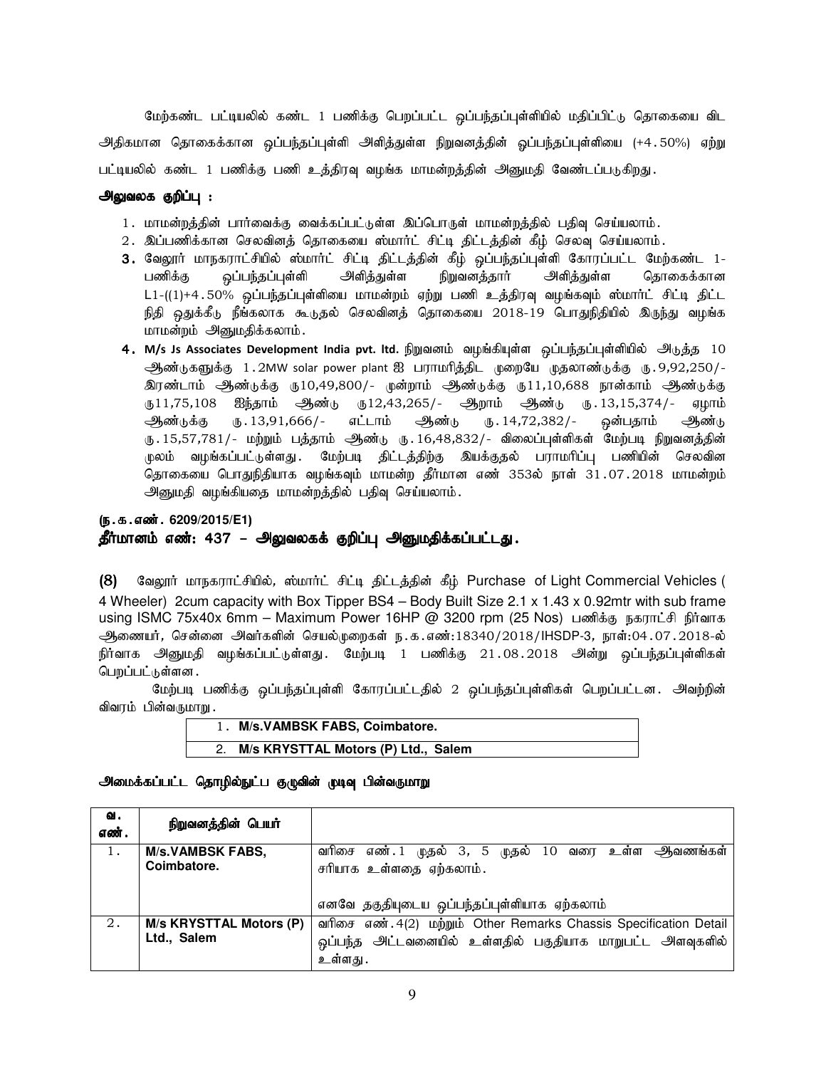மேற்கண்ட பட்டியலில் கண்ட 1 பணிக்கு பெறப்பட்ட ஒப்பந்தப்புள்ளியில் மதிப்பிட்டு தொகையை விட அதிகமான தொகைக்கான ஒப்பந்தப்புள்ளி அளித்துள்ள நிறுவனத்தின் ஒப்பந்தப்புள்ளியை (+4.50%) ஏற்று பட்டியலில் கண்ட 1 பணிக்கு பணி உத்திரவு வழங்க மாமன்றத்தின் அனுமதி வேண்டப்படுகிறது.

**அலுவலக குறிப்பு :**

1. மாமன்றத்தின் பார்வைக்கு வைக்கப்பட்டுள்ள இப்பொருள் மாமன்றத்தில் பதிவு செய்யலாம்.
2. இப்பணிக்கான செலவினத் தொகையை ஸ்மார்ட் சிட்டி திட்டத்தின் கீழ் செலவு செய்யலாம்.
3. வேலூர் மாநகராட்சியில் ஸ்மார்ட் சிட்டி திட்டத்தின் கீழ் ஒப்பந்தப்புள்ளி கோரப்பட்ட மேற்கண்ட 1-பணிக்கு ஒப்பந்தப்புள்ளி அளித்துள்ள நிறுவனத்தார் அளித்துள்ள தொகைக்கான L1-((1)+4.50% ஒப்பந்தப்புள்ளியை மாமன்றம் ஏற்று பணி உத்திரவு வழங்கவும் ஸ்மார்ட் சிட்டி திட்ட நிதி ஒதுக்கீடு நீங்கலாக கூடுதல் செலவினத் தொகையை 2018-19 பொதுநிதியில் இருந்து வழங்க மாமன்றம் அனுமதிக்கலாம்.
4. **M/s Js Associates Development India pvt. ltd.** நிறுவனம் வழங்கியுள்ள ஒப்பந்தப்புள்ளியில் அடுத்த 10 ஆண்டுகளுக்கு 1.2MW solar power plant ஐ பராமரித்திட முறையே முதலாண்டுக்கு ரூ.9,92,250/- இரண்டாம் ஆண்டுக்கு ரு10,49,800/- முன்றாம் ஆண்டுக்கு ரு11,10,688 நான்காம் ஆண்டுக்கு ரு11,75,108 ஐந்தாம் ஆண்டு ரு12,43,265/- ஆறாம் ஆண்டு ரு.13,15,374/- ஏழாம் ஆண்டுக்கு ரு.13,91,666/- எட்டாம் ஆண்டு ரு.14,72,382/- ஒன்பதாம் ஆண்டு ரு.15,57,781/- மற்றும் பத்தாம் ஆண்டு ரு.16,48,832/- விலைப்புள்ளிகள் மேற்படி நிறுவனத்தின் மூலம் வழங்கப்பட்டுள்ளது. மேற்படி திட்டத்திற்கு இயக்குதல் பராமரிப்பு பணியின் செலவின தொகையை பொதுநிதியாக வழங்கவும் மாமன்ற தீர்மான எண் 353ல் நாள் 31.07.2018 மாமன்றம் அனுமதி வழங்கியதை மாமன்றத்தில் பதிவு செய்யலாம்.

**(ந.க.எண். 6209/2015/E1)**

**தீர்மானம் எண்: 437 – அலுவலகக் குறிப்பு அனுமதிக்கப்பட்டது.**

**(8)** வேலூர் மாநகராட்சியில், ஸ்மார்ட் சிட்டி திட்டத்தின் கீழ் Purchase of Light Commercial Vehicles ( 4 Wheeler) 2cum capacity with Box Tipper BS4 – Body Built Size 2.1 x 1.43 x 0.92mtr with sub frame using ISMC 75x40x 6mm – Maximum Power 16HP @ 3200 rpm (25 Nos) பணிக்கு நகராட்சி நிர்வாக ஆணையர், சென்னை அவர்களின் செயல்முறைகள் ந.க.எண்:18340/2018/IHSDP-3, நாள்:04.07.2018-ல் நிர்வாக அனுமதி வழங்கப்பட்டுள்ளது. மேற்படி 1 பணிக்கு 21.08.2018 அன்று ஒப்பந்தப்புள்ளிகள் பெறப்பட்டுள்ளன.

மேற்படி பணிக்கு ஒப்பந்தப்புள்ளி கோரப்பட்டதில் 2 ஒப்பந்தப்புள்ளிகள் பெறப்பட்டன. அவற்றின் விவரம் பின்வருமாறு.

| |
|---|
| 1. **M/s.VAMBSK FABS, Coimbatore.** |
| 2. **M/s KRYSTTAL Motors (P) Ltd., Salem** |

**அமைக்கப்பட்ட தொழில்நுட்ப குழுவின் முடிவு பின்வருமாறு**

| வ. எண். | நிறுவனத்தின் பெயர் | |
|---|---|---|
| 1. | **M/s.VAMBSK FABS, Coimbatore.** | வரிசை எண்.1 முதல் 3, 5 முதல் 10 வரை உள்ள ஆவணங்கள் சரியாக உள்ளதை ஏற்கலாம். எனவே தகுதியுடைய ஒப்பந்தப்புள்ளியாக ஏற்கலாம் |
| 2. | **M/s KRYSTTAL Motors (P) Ltd., Salem** | வரிசை எண்.4(2) மற்றும் Other Remarks Chassis Specification Detail ஒப்பந்த அட்டவனையில் உள்ளதில் பகுதியாக மாறுபட்ட அளவுகளில் உள்ளது. |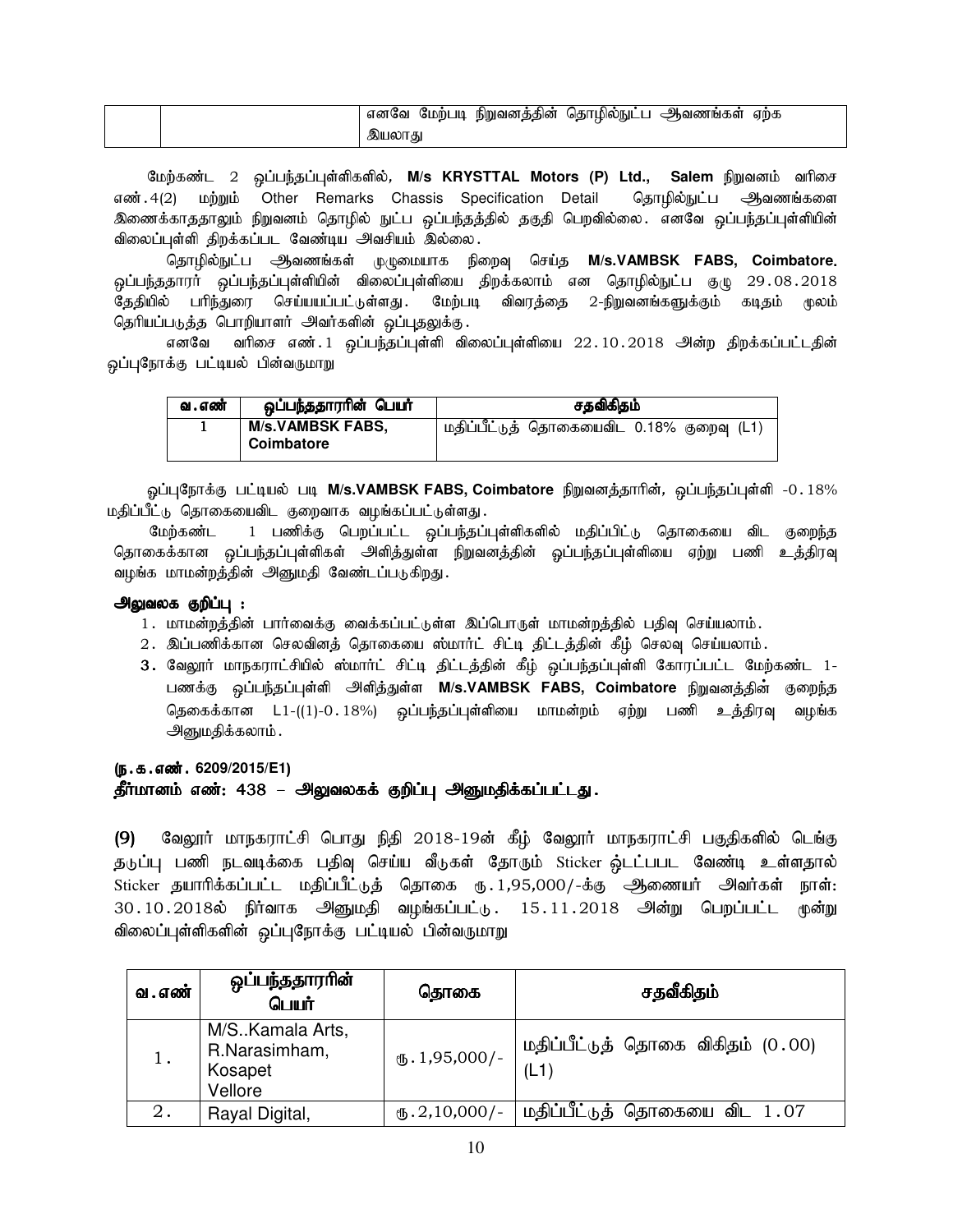| | | எனவே மேற்படி நிறுவனத்தின் தொழில்நுட்ப ஆவணங்கள் ஏற்க இயலாது |
|---|---|---|

மேற்கண்ட 2 ஒப்பந்தப்புள்ளிகளில், **M/s KRYSTTAL Motors (P) Ltd., Salem** நிறுவனம் வரிசை எண்.4(2) மற்றும் Other Remarks Chassis Specification Detail தொழில்நுட்ப ஆவணங்களை இணைக்காததாலும் நிறுவனம் தொழில் நுட்ப ஒப்பந்தத்தில் தகுதி பெறவில்லை. எனவே ஒப்பந்தப்புள்ளியின் விலைப்புள்ளி திறக்கப்பட வேண்டிய அவசியம் இல்லை.

தொழில்நுட்ப ஆவணங்கள் முழுமையாக நிறைவு செய்த **M/s.VAMBSK FABS, Coimbatore.** ஒப்பந்ததாரர் ஒப்பந்தப்புள்ளியின் விலைப்புள்ளியை திறக்கலாம் என தொழில்நுட்ப குழு 29.08.2018 தேதியில் பரிந்துரை செய்யப்பட்டுள்ளது. மேற்படி விவரத்தை 2-நிறுவனங்களுக்கும் கடிதம் மூலம் தெரியப்படுத்த பொறியாளர் அவர்களின் ஒப்புதலுக்கு.

எனவே வரிசை எண்.1 ஒப்பந்தப்புள்ளி விலைப்புள்ளியை 22.10.2018 அன்று திறக்கப்பட்டதின் ஒப்புநோக்கு பட்டியல் பின்வருமாறு

| வ.எண் | ஒப்பந்ததாரரின் பெயர் | சதவிகிதம் |
|---|---|---|
| 1 | **M/s.VAMBSK FABS, Coimbatore** | மதிப்பீட்டுத் தொகையைவிட 0.18% குறைவு (L1) |

ஒப்புநோக்கு பட்டியல் படி **M/s.VAMBSK FABS, Coimbatore** நிறுவனத்தாரின், ஒப்பந்தப்புள்ளி -0.18% மதிப்பீட்டு தொகையைவிட குறைவாக வழங்கப்பட்டுள்ளது.

மேற்கண்ட 1 பணிக்கு பெறப்பட்ட ஒப்பந்தப்புள்ளிகளில் மதிப்பிட்டு தொகையை விட குறைந்த தொகைக்கான ஒப்பந்தப்புள்ளிகள் அளித்துள்ள நிறுவனத்தின் ஒப்பந்தப்புள்ளியை ஏற்று பணி உத்திரவு வழங்க மாமன்றத்தின் அனுமதி வேண்டப்படுகிறது.

**அலுவலக குறிப்பு :**

1. மாமன்றத்தின் பார்வைக்கு வைக்கப்பட்டுள்ள இப்பொருள் மாமன்றத்தில் பதிவு செய்யலாம்.
2. இப்பணிக்கான செலவினத் தொகையை ஸ்மார்ட் சிட்டி திட்டத்தின் கீழ் செலவு செய்யலாம்.
3. வேலூர் மாநகராட்சியில் ஸ்மார்ட் சிட்டி திட்டத்தின் கீழ் ஒப்பந்தப்புள்ளி கோரப்பட்ட மேற்கண்ட 1-பணக்கு ஒப்பந்தப்புள்ளி அளித்துள்ள **M/s.VAMBSK FABS, Coimbatore** நிறுவனத்தின் குறைந்த தெகைக்கான L1-((1)-0.18%) ஒப்பந்தப்புள்ளியை மாமன்றம் ஏற்று பணி உத்திரவு வழங்க அனுமதிக்கலாம்.

**(ந.க.எண். 6209/2015/E1)**

**தீர்மானம் எண்: 438 – அலுவலகக் குறிப்பு அனுமதிக்கப்பட்டது.**

**(9)** வேலூர் மாநகராட்சி பொது நிதி 2018-19ன் கீழ் வேலூர் மாநகராட்சி பகுதிகளில் டெங்கு தடுப்பு பணி நடவடிக்கை பதிவு செய்ய வீடுகள் தோறும் Sticker ஒட்டப்பட வேண்டி உள்ளதால் Sticker தயாரிக்கப்பட்ட மதிப்பீட்டுத் தொகை ரூ.1,95,000/-க்கு ஆணையர் அவர்கள் நாள்: 30.10.2018ல் நிர்வாக அனுமதி வழங்கப்பட்டு. 15.11.2018 அன்று பெறப்பட்ட மூன்று விலைப்புள்ளிகளின் ஒப்புநோக்கு பட்டியல் பின்வருமாறு

| வ.எண் | ஒப்பந்ததாரரின் பெயர் | தொகை | சதவீகிதம் |
|---|---|---|---|
| 1. | M/S..Kamala Arts, R.Narasimham, Kosapet Vellore | ரூ.1,95,000/- | மதிப்பீட்டுத் தொகை விகிதம் (0.00) (L1) |
| 2. | Rayal Digital, | ரூ.2,10,000/- | மதிப்பீட்டுத் தொகையை விட 1.07 |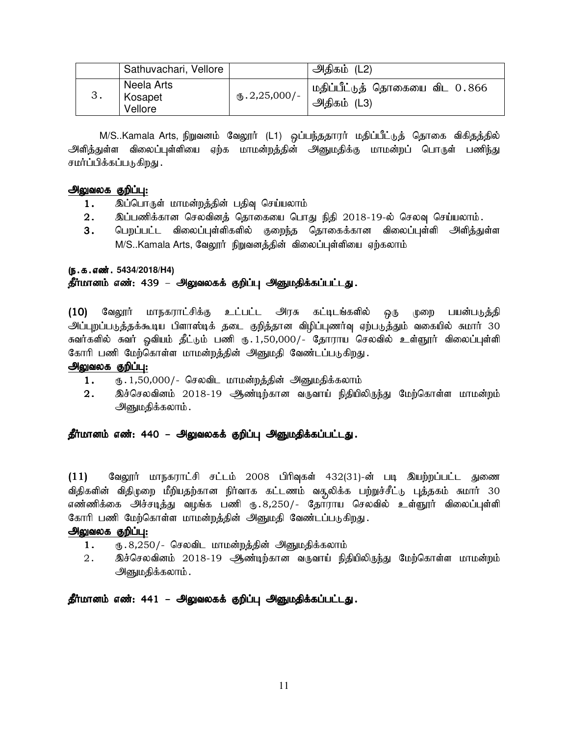|  | Sathuvachari, Vellore |  | அதிகம் (L2) |
| --- | --- | --- | --- |
| 3. | Neela Arts Kosapet Vellore | ரூ.2,25,000/- | மதிப்பீட்டுத் தொகையை விட 0.866 அதிகம் (L3) |

M/S..Kamala Arts, நிறுவனம் வேலூர் (L1) ஒப்பந்ததாரர் மதிப்பீட்டுத் தொகை விகிதத்தில் அளித்துள்ள விலைப்புள்ளியை ஏற்க மாமன்றத்தின் அனுமதிக்கு மாமன்றப் பொருள் பணிந்து சமர்ப்பிக்கப்படுகிறது.

**அலுவலக குறிப்பு:**

1. இப்பொருள் மாமன்றத்தின் பதிவு செய்யலாம்
2. இப்பணிக்கான செலவினத் தொகையை பொது நிதி 2018-19-ல் செலவு செய்யலாம்.
3. பெறப்பட்ட விலைப்புள்ளிகளில் குறைந்த தொகைக்கான விலைப்புள்ளி அளித்துள்ள M/S..Kamala Arts, வேலூர் நிறுவனத்தின் விலைப்புள்ளியை ஏற்கலாம்

**(ந.க.எண். 5434/2018/H4)**

**தீர்மானம் எண்: 439 – அலுவலகக் குறிப்பு அனுமதிக்கப்பட்டது.**

**(10)** வேலூர் மாநகராட்சிக்கு உட்பட்ட அரசு கட்டிடங்களில் ஒரு முறை பயன்படுத்தி அப்புறப்படுத்தக்கூடிய பிளாஸ்டிக் தடை குறித்தான விழிப்புணர்வு ஏற்படுத்தும் வகையில் சுமார் 30 சுவர்களில் சுவர் ஓவியம் தீட்டும் பணி ரூ.1,50,000/- தோராய செலவில் உள்ளூர் விலைப்புள்ளி கோரி பணி மேற்கொள்ள மாமன்றத்தின் அனுமதி வேண்டப்படுகிறது.

**அலுவலக குறிப்பு:**

1. ரூ.1,50,000/- செலவிட மாமன்றத்தின் அனுமதிக்கலாம்
2. இச்செலவினம் 2018-19 ஆண்டிற்கான வருவாய் நிதியிலிருந்து மேற்கொள்ள மாமன்றம் அனுமதிக்கலாம்.

**தீர்மானம் எண்: 440 – அலுவலகக் குறிப்பு அனுமதிக்கப்பட்டது.**

**(11)** வேலூர் மாநகராட்சி சட்டம் 2008 பிரிவுகள் 432(31)-ன் படி இயற்றப்பட்ட துணை விதிகளின் விதிமுறை மீறியதற்கான நிர்வாக கட்டணம் வசூலிக்க பற்றுச்சீட்டு புத்தகம் சுமார் 30 எண்ணிக்கை அச்சடித்து வழங்க பணி ரூ.8,250/- தோராய செலவில் உள்ளூர் விலைப்புள்ளி கோரி பணி மேற்கொள்ள மாமன்றத்தின் அனுமதி வேண்டப்படுகிறது.

**அலுவலக குறிப்பு:**

1. ரூ.8,250/- செலவிட மாமன்றத்தின் அனுமதிக்கலாம்
2. இச்செலவினம் 2018-19 ஆண்டிற்கான வருவாய் நிதியிலிருந்து மேற்கொள்ள மாமன்றம் அனுமதிக்கலாம்.

**தீர்மானம் எண்: 441 – அலுவலகக் குறிப்பு அனுமதிக்கப்பட்டது.**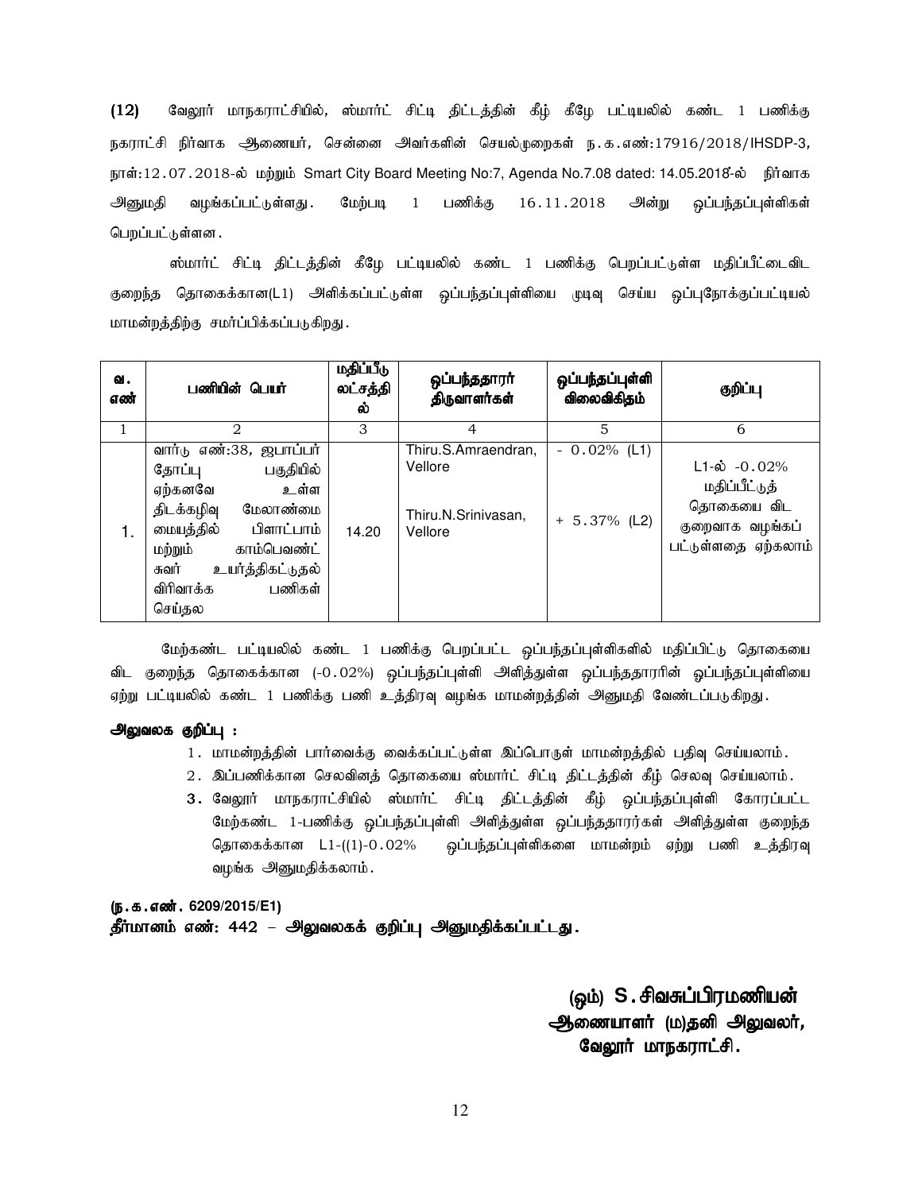**(12)** வேலூர் மாநகராட்சியில், ஸ்மார்ட் சிட்டி திட்டத்தின் கீழ் கீழே பட்டியலில் கண்ட 1 பணிக்கு நகராட்சி நிர்வாக ஆணையர், சென்னை அவர்களின் செயல்முறைகள் ந.க.எண்:17916/2018/IHSDP-3, நாள்:12.07.2018-ல் மற்றும் Smart City Board Meeting No:7, Agenda No.7.08 dated: 14.05.2018-ல் நிர்வாக அனுமதி வழங்கப்பட்டுள்ளது. மேற்படி 1 பணிக்கு 16.11.2018 அன்று ஒப்பந்தப்புள்ளிகள் பெறப்பட்டுள்ளன.

ஸ்மார்ட் சிட்டி திட்டத்தின் கீழே பட்டியலில் கண்ட 1 பணிக்கு பெறப்பட்டுள்ள மதிப்பீட்டைவிட குறைந்த தொகைக்கான(L1) அளிக்கப்பட்டுள்ள ஒப்பந்தப்புள்ளியை முடிவு செய்ய ஒப்புநோக்குப்பட்டியல் மாமன்றத்திற்கு சமர்ப்பிக்கப்படுகிறது.

| வ. எண் | பணியின் பெயர் | மதிப்பீடு லட்சத்தில் | ஒப்பந்ததாரர் திருவாளர்கள் | ஒப்பந்தப்புள்ளி விலைவிகிதம் | குறிப்பு |
|---|---|---|---|---|---|
| 1 | 2 | 3 | 4 | 5 | 6 |
| 1. | வார்டு எண்:38, ஜபாப்பர் தோப்பு பகுதியில் ஏற்கனவே உள்ள திடக்கழிவு மேலாண்மை மையத்தில் பிளாட்பாம் மற்றும் காம்பெவண்ட் சுவர் உயர்த்திகட்டுதல் விரிவாக்க பணிகள் செய்தல | 14.20 | Thiru.S.Amraendran, Vellore<br>Thiru.N.Srinivasan, Vellore | - 0.02% (L1)<br>+ 5.37% (L2) | L1-ல் -0.02% மதிப்பீட்டுத் தொகையை விட குறைவாக வழங்கப் பட்டுள்ளதை ஏற்கலாம் |

மேற்கண்ட பட்டியலில் கண்ட 1 பணிக்கு பெறப்பட்ட ஒப்பந்தப்புள்ளிகளில் மதிப்பிட்டு தொகையை விட குறைந்த தொகைக்கான (-0.02%) ஒப்பந்தப்புள்ளி அளித்துள்ள ஒப்பந்ததாரரின் ஒப்பந்தப்புள்ளியை ஏற்று பட்டியலில் கண்ட 1 பணிக்கு பணி உத்திரவு வழங்க மாமன்றத்தின் அனுமதி வேண்டப்படுகிறது.

**அலுவலக குறிப்பு :**

1. மாமன்றத்தின் பார்வைக்கு வைக்கப்பட்டுள்ள இப்பொருள் மாமன்றத்தில் பதிவு செய்யலாம்.
2. இப்பணிக்கான செலவினத் தொகையை ஸ்மார்ட் சிட்டி திட்டத்தின் கீழ் செலவு செய்யலாம்.
3. வேலூர் மாநகராட்சியில் ஸ்மார்ட் சிட்டி திட்டத்தின் கீழ் ஒப்பந்தப்புள்ளி கோரப்பட்ட மேற்கண்ட 1-பணிக்கு ஒப்பந்தப்புள்ளி அளித்துள்ள ஒப்பந்ததாரர்கள் அளித்துள்ள குறைந்த தொகைக்கான L1-((1)-0.02% ஒப்பந்தப்புள்ளிகளை மாமன்றம் ஏற்று பணி உத்திரவு வழங்க அனுமதிக்கலாம்.

**(ந.க.எண். 6209/2015/E1)**
**தீர்மானம் எண்: 442 – அலுவலகக் குறிப்பு அனுமதிக்கப்பட்டது.**

**(ஒம்) S.சிவசுப்பிரமணியன்**
**ஆணையாளர் (ம)தனி அலுவலர்,**
**வேலூர் மாநகராட்சி.**